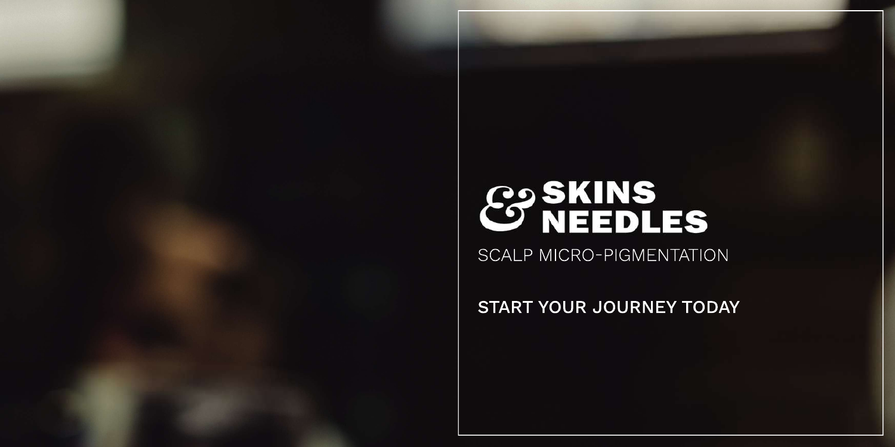# & SKINS NEEDLES

SCALP MICRO-PIGMENTATION

START YOUR JOURNEY TODAY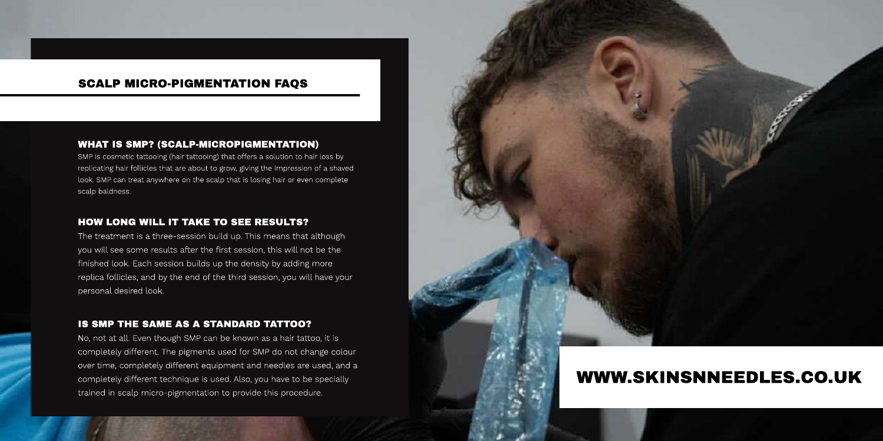# SCALP MICRO-PIGMENTATION FAQS

## WHAT IS SMP? (SCALP-MICROPIGMENTATION)

SMP is cosmetic tattooing (hair tattooing) that offers a solution to hair loss by replicating hair follicles that are about to grow, giving the impression of a shaved look. SMP can treat anywhere on the scalp that is losing hair or even complete scalp baldness.

## HOW LONG WILL IT TAKE TO SEE RESULTS?

The treatment is a three-session build up. This means that although you will see some results after the first session, this will not be the finished look. Each session builds up the density by adding more replica follicles, and by the end of the third session, you will have your personal desired look.

## IS SMP THE SAME AS A STANDARD TATTOO?

No, not at all. Even though SMP can be known as a hair tattoo, it is completely different. The pigments used for SMP do not change colour over time, completely different equipment and needles are used, and a completely different technique is used. Also, you have to be specially trained in scalp micro-pigmentation to provide this procedure.

**WWW.SKINSNNEEDLES.CO.UK**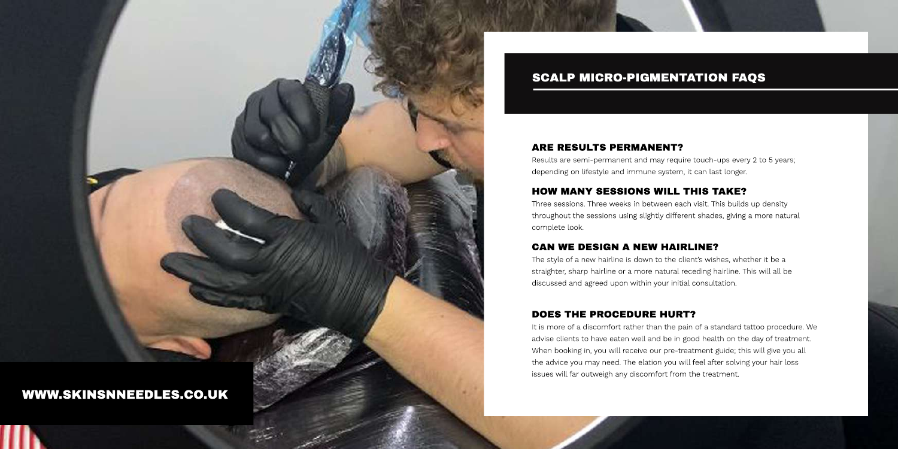## SCALP MICRO-PIGMENTATION FAQS

### ARE RESULTS PERMANENT?

Results are semi-permanent and may require touch-ups every 2 to 5 years; depending on lifestyle and immune system, it can last longer.

### HOW MANY SESSIONS WILL THIS TAKE?

Three sessions. Three weeks in between each visit. This builds up density throughout the sessions using slightly different shades, giving a more natural complete look.

### CAN WE DESIGN A NEW HAIRLINE?

The style of a new hairline is down to the client's wishes, whether it be a straighter, sharp hairline or a more natural receding hairline. This will all be discussed and agreed upon within your initial consultation.

### DOES THE PROCEDURE HURT?

It is more of a discomfort rather than the pain of a standard tattoo procedure. We advise clients to have eaten well and be in good health on the day of treatment. When booking in, you will receive our pre-treatment guide; this will give you all the advice you may need. The elation you will feel after solving your hair loss issues will far outweigh any discomfort from the treatment.

**WWW.SKINSNNEEDLES.CO.UK**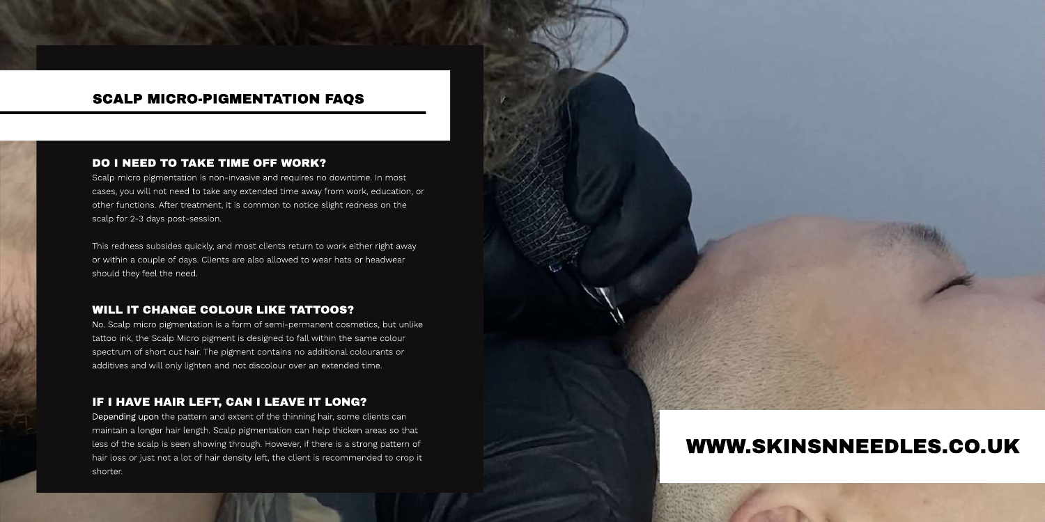# SCALP MICRO-PIGMENTATION FAQS

## DO I NEED TO TAKE TIME OFF WORK?

Scalp micro pigmentation is non-invasive and requires no downtime. In most cases, you will not need to take any extended time away from work, education, or other functions. After treatment, it is common to notice slight redness on the scalp for 2-3 days post-session.

This redness subsides quickly, and most clients return to work either right away or within a couple of days. Clients are also allowed to wear hats or headwear should they feel the need.

## WILL IT CHANGE COLOUR LIKE TATTOOS?

No. Scalp micro pigmentation is a form of semi-permanent cosmetics, but unlike tattoo ink, the Scalp Micro pigment is designed to fall within the same colour spectrum of short cut hair. The pigment contains no additional colourants or additives and will only lighten and not discolour over an extended time.

## IF I HAVE HAIR LEFT, CAN I LEAVE IT LONG?

Depending upon the pattern and extent of the thinning hair, some clients can maintain a longer hair length. Scalp pigmentation can help thicken areas so that less of the scalp is seen showing through. However, if there is a strong pattern of hair loss or just not a lot of hair density left, the client is recommended to crop it shorter.

WWW.SKINSNNEEDLES.CO.UK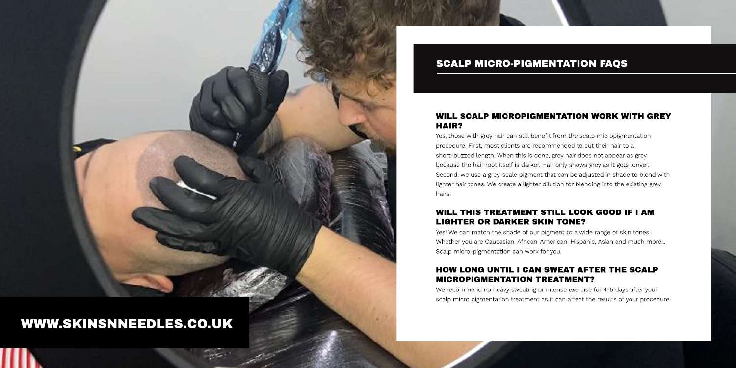## SCALP MICRO-PIGMENTATION FAQS

### WILL SCALP MICROPIGMENTATION WORK WITH GREY HAIR?

Yes, those with grey hair can still benefit from the scalp micropigmentation procedure. First, most clients are recommended to cut their hair to a short-buzzed length. When this is done, grey hair does not appear as grey because the hair root itself is darker. Hair only shows grey as it gets longer. Second, we use a grey-scale pigment that can be adjusted in shade to blend with lighter hair tones. We create a lighter dilution for blending into the existing grey hairs.

### WILL THIS TREATMENT STILL LOOK GOOD IF I AM LIGHTER OR DARKER SKIN TONE?

Yes! We can match the shade of our pigment to a wide range of skin tones. Whether you are Caucasian, African-American, Hispanic, Asian and much more... Scalp micro-pigmentation can work for you.

### HOW LONG UNTIL I CAN SWEAT AFTER THE SCALP MICROPIGMENTATION TREATMENT?

We recommend no heavy sweating or intense exercise for 4-5 days after your scalp micro pigmentation treatment as it can affect the results of your procedure.

WWW.SKINSNNEEDLES.CO.UK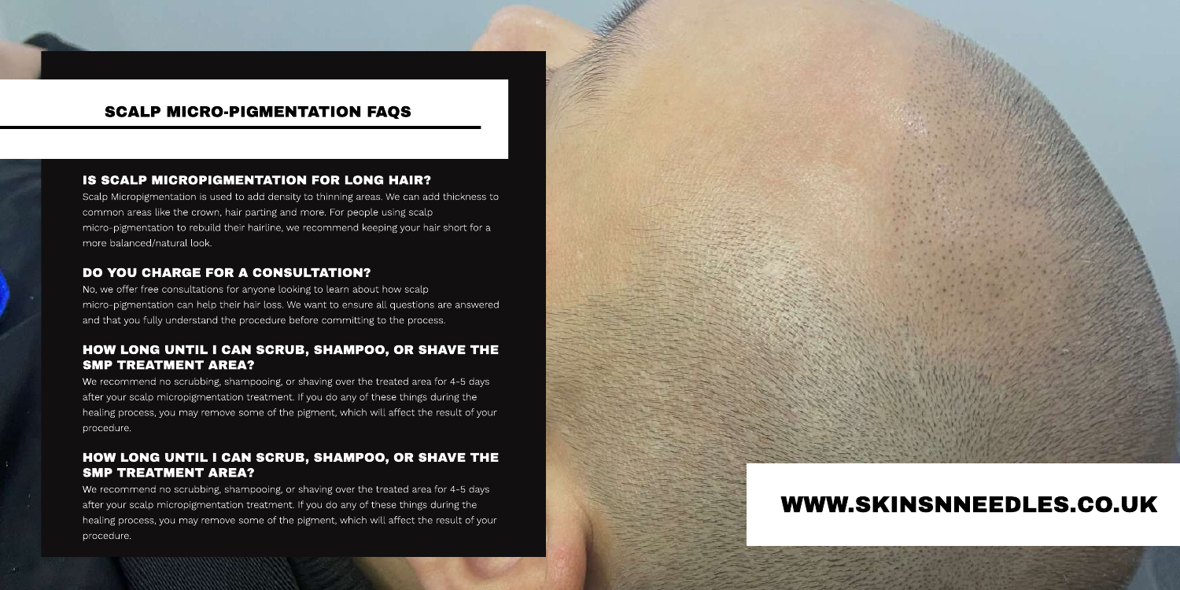## SCALP MICRO-PIGMENTATION FAQS

### IS SCALP MICROPIGMENTATION FOR LONG HAIR?

Scalp Micropigmentation is used to add density to thinning areas. We can add thickness to common areas like the crown, hair parting and more. For people using scalp micro-pigmentation to rebuild their hairline, we recommend keeping your hair short for a more balanced/natural look.

### DO YOU CHARGE FOR A CONSULTATION?

No, we offer free consultations for anyone looking to learn about how scalp micro-pigmentation can help their hair loss. We want to ensure all questions are answered and that you fully understand the procedure before committing to the process.

### HOW LONG UNTIL I CAN SCRUB, SHAMPOO, OR SHAVE THE SMP TREATMENT AREA?

We recommend no scrubbing, shampooing, or shaving over the treated area for 4-5 days after your scalp micropigmentation treatment. If you do any of these things during the healing process, you may remove some of the pigment, which will affect the result of your procedure.

### HOW LONG UNTIL I CAN SCRUB, SHAMPOO, OR SHAVE THE SMP TREATMENT AREA?

We recommend no scrubbing, shampooing, or shaving over the treated area for 4-5 days after your scalp micropigmentation treatment. If you do any of these things during the healing process, you may remove some of the pigment, which will affect the result of your procedure.

WWW.SKINSNNEEDLES.CO.UK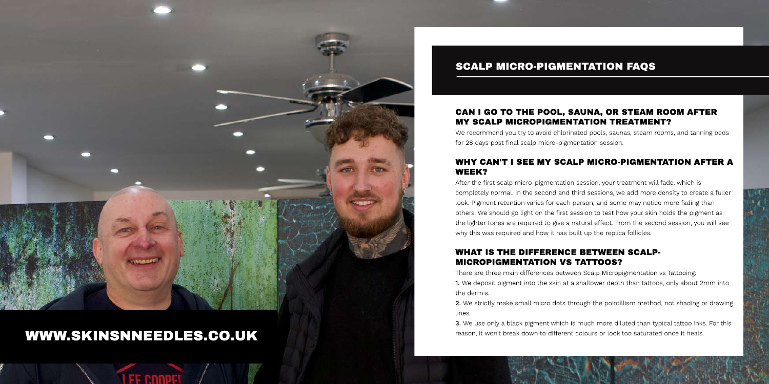# WWW.SKINSNNEEDLES.CO.UK

## SCALP MICRO-PIGMENTATION FAQS

### CAN I GO TO THE POOL, SAUNA, OR STEAM ROOM AFTER MY SCALP MICROPIGMENTATION TREATMENT?

We recommend you try to avoid chlorinated pools, saunas, steam rooms, and tanning beds for 28 days post final scalp micro-pigmentation session.

### WHY CAN'T I SEE MY SCALP MICRO-PIGMENTATION AFTER A WEEK?

After the first scalp micro-pigmentation session, your treatment will fade, which is completely normal. In the second and third sessions, we add more density to create a fuller look. Pigment retention varies for each person, and some may notice more fading than others. We should go light on the first session to test how your skin holds the pigment as the lighter tones are required to give a natural effect. From the second session, you will see why this was required and how it has built up the replica follicles.

### WHAT IS THE DIFFERENCE BETWEEN SCALP-MICROPIGMENTATION VS TATTOOS?

There are three main differences between Scalp Micropigmentation vs Tattooing:

**1.** We deposit pigment into the skin at a shallower depth than tattoos, only about 2mm into the dermis.

**2.** We strictly make small micro dots through the pointillism method, not shading or drawing lines.

**3.** We use only a black pigment which is much more diluted than typical tattoo inks. For this reason, it won't break down to different colours or look too saturated once it heals.